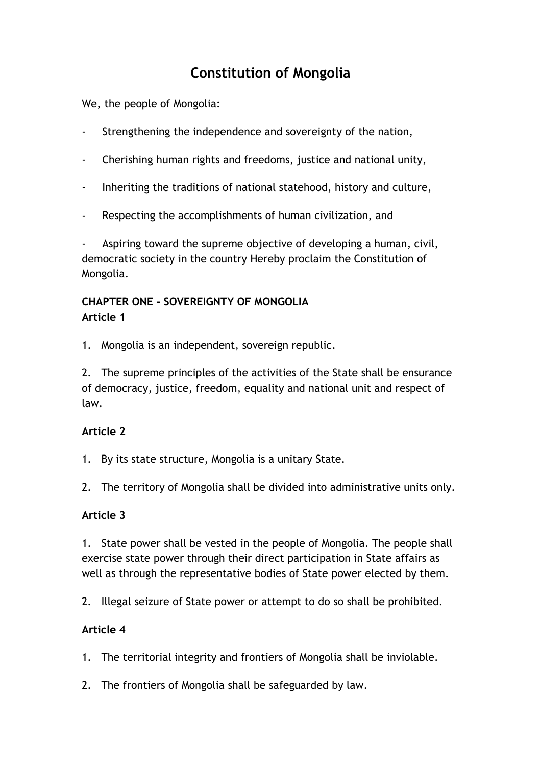# Constitution of Mongolia

We, the people of Mongolia:

- Strengthening the independence and sovereignty of the nation,
- Cherishing human rights and freedoms, justice and national unity,
- Inheriting the traditions of national statehood, history and culture,
- Respecting the accomplishments of human civilization, and
- Aspiring toward the supreme objective of developing a human, civil, democratic society in the country Hereby proclaim the Constitution of Mongolia.

## CHAPTER ONE - SOVEREIGNTY OF MONGOLIA

### Article 1

1. Mongolia is an independent, sovereign republic.

2. The supreme principles of the activities of the State shall be ensurance of democracy, justice, freedom, equality and national unit and respect of law.

### Article 2

1. By its state structure, Mongolia is a unitary State.

2. The territory of Mongolia shall be divided into administrative units only.

### Article 3

1. State power shall be vested in the people of Mongolia. The people shall exercise state power through their direct participation in State affairs as well as through the representative bodies of State power elected by them.

2. Illegal seizure of State power or attempt to do so shall be prohibited.

### Article 4

1. The territorial integrity and frontiers of Mongolia shall be inviolable.

2. The frontiers of Mongolia shall be safeguarded by law.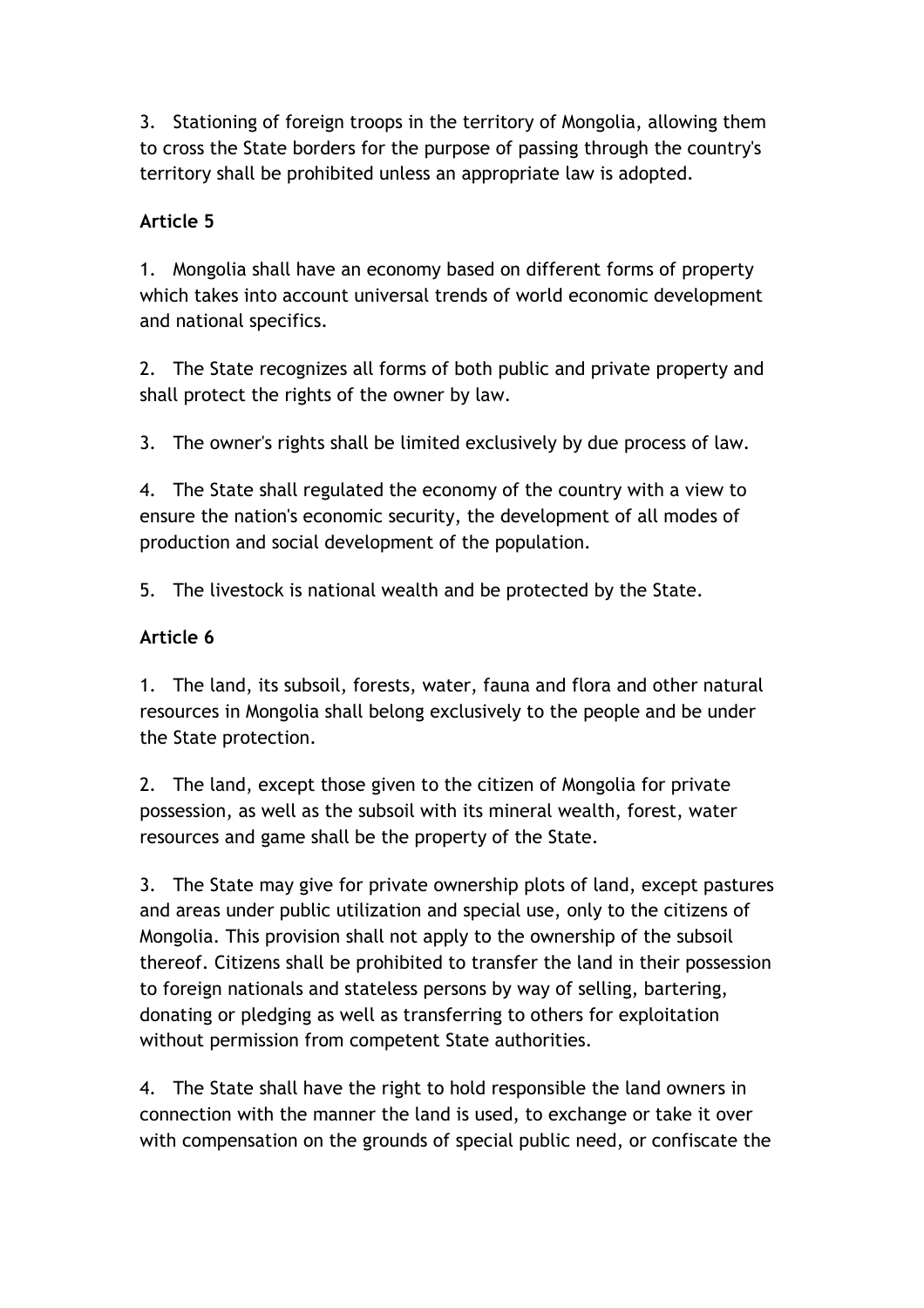3. Stationing of foreign troops in the territory of Mongolia, allowing them to cross the State borders for the purpose of passing through the country's territory shall be prohibited unless an appropriate law is adopted.

**Article 5**

1. Mongolia shall have an economy based on different forms of property which takes into account universal trends of world economic development and national specifics.

2. The State recognizes all forms of both public and private property and shall protect the rights of the owner by law.

3. The owner's rights shall be limited exclusively by due process of law.

4. The State shall regulated the economy of the country with a view to ensure the nation's economic security, the development of all modes of production and social development of the population.

5. The livestock is national wealth and be protected by the State.

**Article 6**

1. The land, its subsoil, forests, water, fauna and flora and other natural resources in Mongolia shall belong exclusively to the people and be under the State protection.

2. The land, except those given to the citizen of Mongolia for private possession, as well as the subsoil with its mineral wealth, forest, water resources and game shall be the property of the State.

3. The State may give for private ownership plots of land, except pastures and areas under public utilization and special use, only to the citizens of Mongolia. This provision shall not apply to the ownership of the subsoil thereof. Citizens shall be prohibited to transfer the land in their possession to foreign nationals and stateless persons by way of selling, bartering, donating or pledging as well as transferring to others for exploitation without permission from competent State authorities.

4. The State shall have the right to hold responsible the land owners in connection with the manner the land is used, to exchange or take it over with compensation on the grounds of special public need, or confiscate the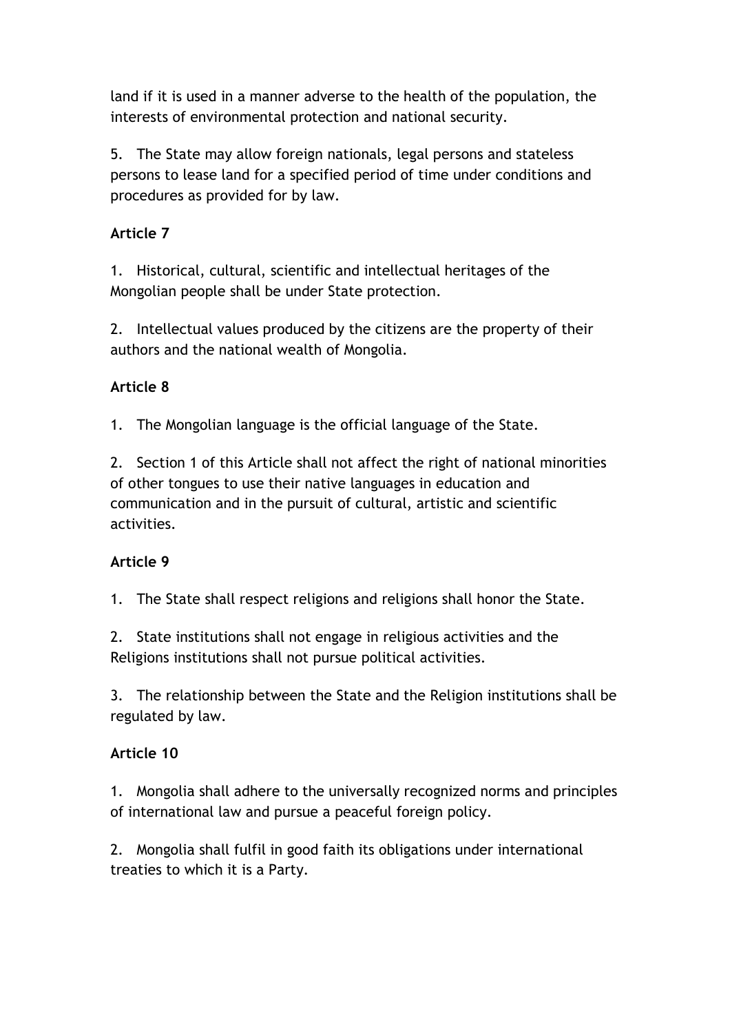land if it is used in a manner adverse to the health of the population, the interests of environmental protection and national security.

5. The State may allow foreign nationals, legal persons and stateless persons to lease land for a specified period of time under conditions and procedures as provided for by law.

### Article 7

1. Historical, cultural, scientific and intellectual heritages of the Mongolian people shall be under State protection.

2. Intellectual values produced by the citizens are the property of their authors and the national wealth of Mongolia.

### Article 8

1. The Mongolian language is the official language of the State.

2. Section 1 of this Article shall not affect the right of national minorities of other tongues to use their native languages in education and communication and in the pursuit of cultural, artistic and scientific activities.

### Article 9

1. The State shall respect religions and religions shall honor the State.

2. State institutions shall not engage in religious activities and the Religions institutions shall not pursue political activities.

3. The relationship between the State and the Religion institutions shall be regulated by law.

### Article 10

1. Mongolia shall adhere to the universally recognized norms and principles of international law and pursue a peaceful foreign policy.

2. Mongolia shall fulfil in good faith its obligations under international treaties to which it is a Party.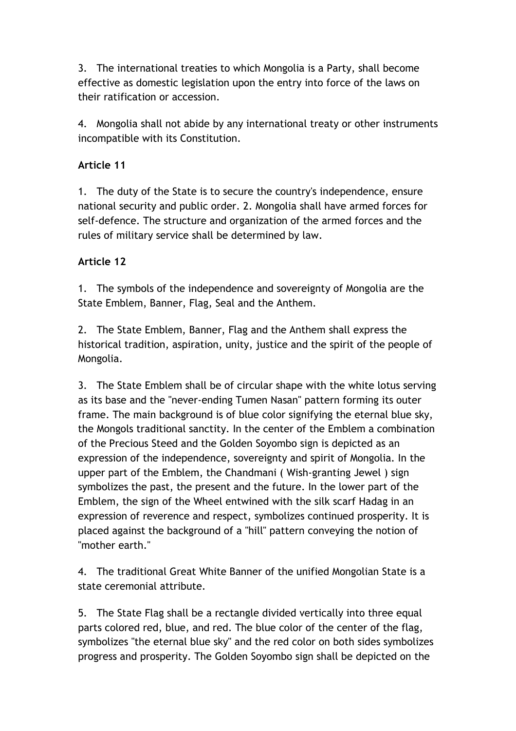3. The international treaties to which Mongolia is a Party, shall become effective as domestic legislation upon the entry into force of the laws on their ratification or accession.

4. Mongolia shall not abide by any international treaty or other instruments incompatible with its Constitution.

**Article 11**

1. The duty of the State is to secure the country's independence, ensure national security and public order. 2. Mongolia shall have armed forces for self-defence. The structure and organization of the armed forces and the rules of military service shall be determined by law.

**Article 12**

1. The symbols of the independence and sovereignty of Mongolia are the State Emblem, Banner, Flag, Seal and the Anthem.

2. The State Emblem, Banner, Flag and the Anthem shall express the historical tradition, aspiration, unity, justice and the spirit of the people of Mongolia.

3. The State Emblem shall be of circular shape with the white lotus serving as its base and the "never-ending Tumen Nasan" pattern forming its outer frame. The main background is of blue color signifying the eternal blue sky, the Mongols traditional sanctity. In the center of the Emblem a combination of the Precious Steed and the Golden Soyombo sign is depicted as an expression of the independence, sovereignty and spirit of Mongolia. In the upper part of the Emblem, the Chandmani ( Wish-granting Jewel ) sign symbolizes the past, the present and the future. In the lower part of the Emblem, the sign of the Wheel entwined with the silk scarf Hadag in an expression of reverence and respect, symbolizes continued prosperity. It is placed against the background of a "hill" pattern conveying the notion of "mother earth."

4. The traditional Great White Banner of the unified Mongolian State is a state ceremonial attribute.

5. The State Flag shall be a rectangle divided vertically into three equal parts colored red, blue, and red. The blue color of the center of the flag, symbolizes "the eternal blue sky" and the red color on both sides symbolizes progress and prosperity. The Golden Soyombo sign shall be depicted on the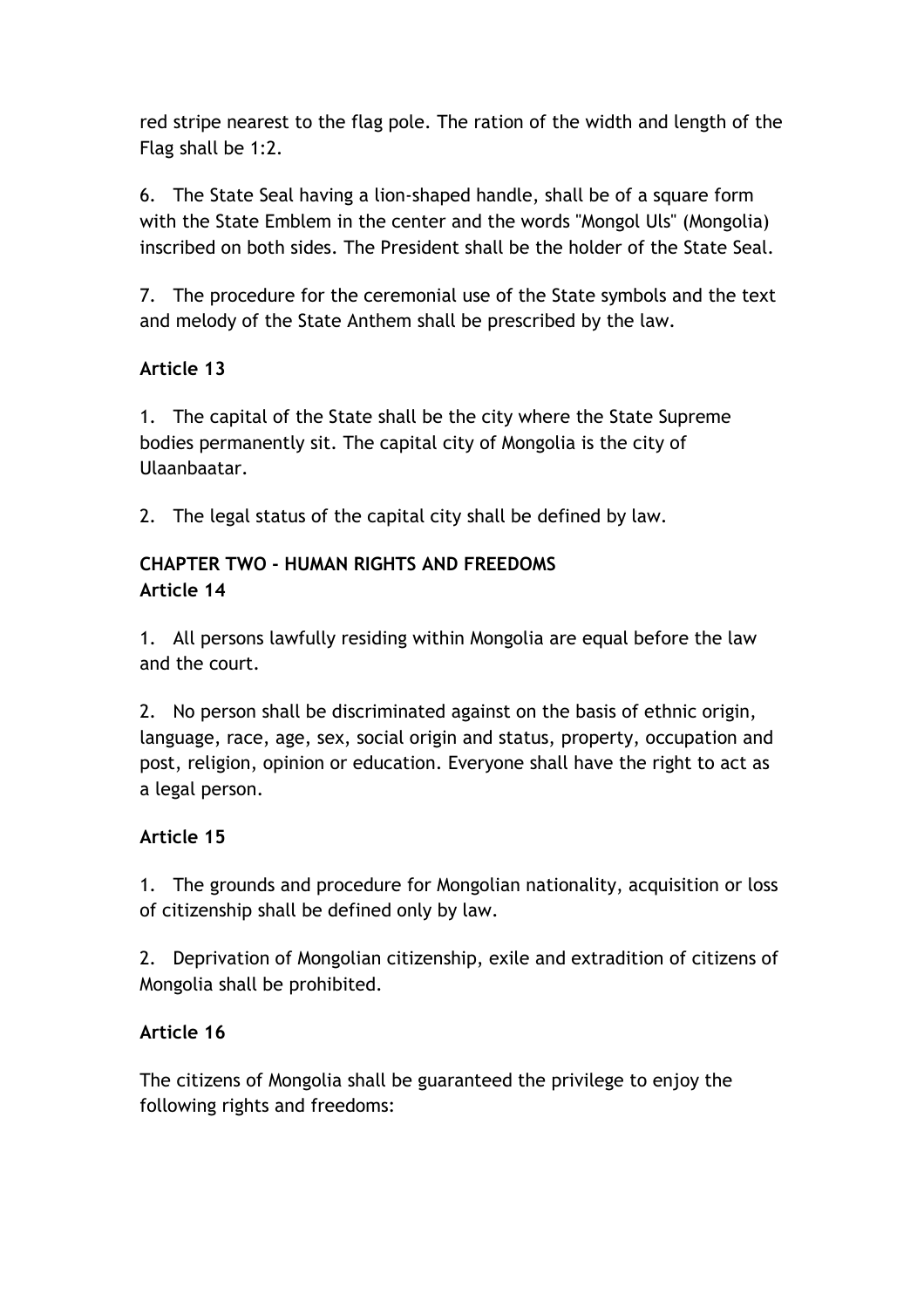red stripe nearest to the flag pole. The ration of the width and length of the Flag shall be 1:2.

6. The State Seal having a lion-shaped handle, shall be of a square form with the State Emblem in the center and the words "Mongol Uls" (Mongolia) inscribed on both sides. The President shall be the holder of the State Seal.

7. The procedure for the ceremonial use of the State symbols and the text and melody of the State Anthem shall be prescribed by the law.

**Article 13**

1. The capital of the State shall be the city where the State Supreme bodies permanently sit. The capital city of Mongolia is the city of Ulaanbaatar.

2. The legal status of the capital city shall be defined by law.

## CHAPTER TWO - HUMAN RIGHTS AND FREEDOMS

**Article 14**

1. All persons lawfully residing within Mongolia are equal before the law and the court.

2. No person shall be discriminated against on the basis of ethnic origin, language, race, age, sex, social origin and status, property, occupation and post, religion, opinion or education. Everyone shall have the right to act as a legal person.

**Article 15**

1. The grounds and procedure for Mongolian nationality, acquisition or loss of citizenship shall be defined only by law.

2. Deprivation of Mongolian citizenship, exile and extradition of citizens of Mongolia shall be prohibited.

**Article 16**

The citizens of Mongolia shall be guaranteed the privilege to enjoy the following rights and freedoms: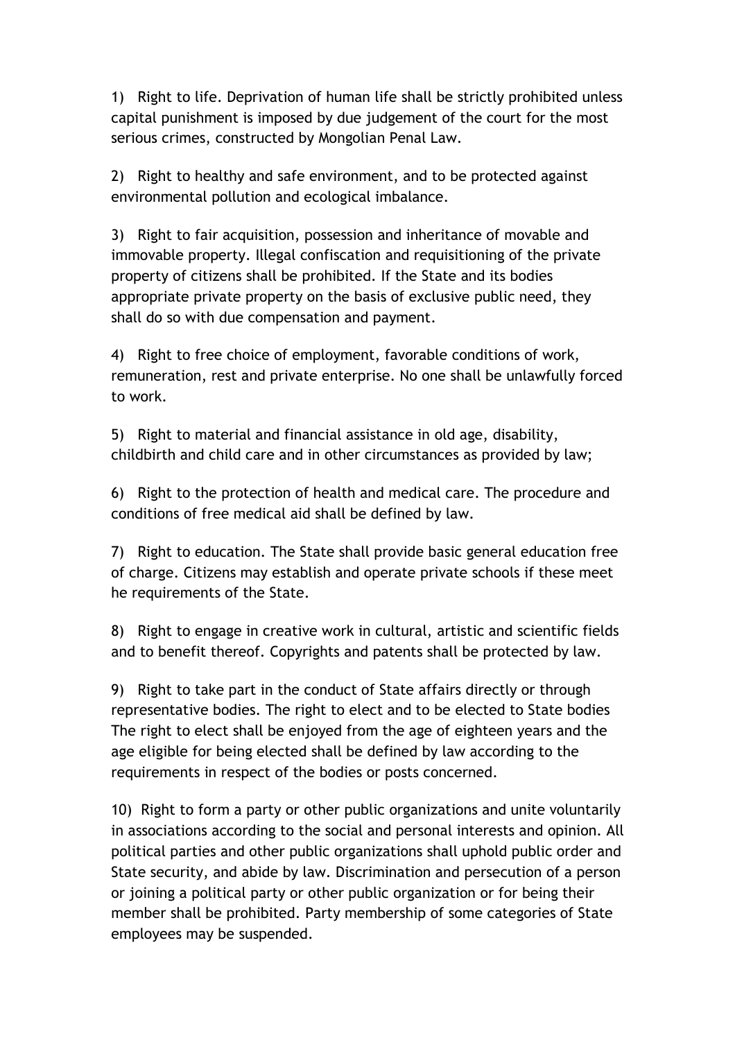1) Right to life. Deprivation of human life shall be strictly prohibited unless capital punishment is imposed by due judgement of the court for the most serious crimes, constructed by Mongolian Penal Law.

2) Right to healthy and safe environment, and to be protected against environmental pollution and ecological imbalance.

3) Right to fair acquisition, possession and inheritance of movable and immovable property. Illegal confiscation and requisitioning of the private property of citizens shall be prohibited. If the State and its bodies appropriate private property on the basis of exclusive public need, they shall do so with due compensation and payment.

4) Right to free choice of employment, favorable conditions of work, remuneration, rest and private enterprise. No one shall be unlawfully forced to work.

5) Right to material and financial assistance in old age, disability, childbirth and child care and in other circumstances as provided by law;

6) Right to the protection of health and medical care. The procedure and conditions of free medical aid shall be defined by law.

7) Right to education. The State shall provide basic general education free of charge. Citizens may establish and operate private schools if these meet he requirements of the State.

8) Right to engage in creative work in cultural, artistic and scientific fields and to benefit thereof. Copyrights and patents shall be protected by law.

9) Right to take part in the conduct of State affairs directly or through representative bodies. The right to elect and to be elected to State bodies The right to elect shall be enjoyed from the age of eighteen years and the age eligible for being elected shall be defined by law according to the requirements in respect of the bodies or posts concerned.

10) Right to form a party or other public organizations and unite voluntarily in associations according to the social and personal interests and opinion. All political parties and other public organizations shall uphold public order and State security, and abide by law. Discrimination and persecution of a person or joining a political party or other public organization or for being their member shall be prohibited. Party membership of some categories of State employees may be suspended.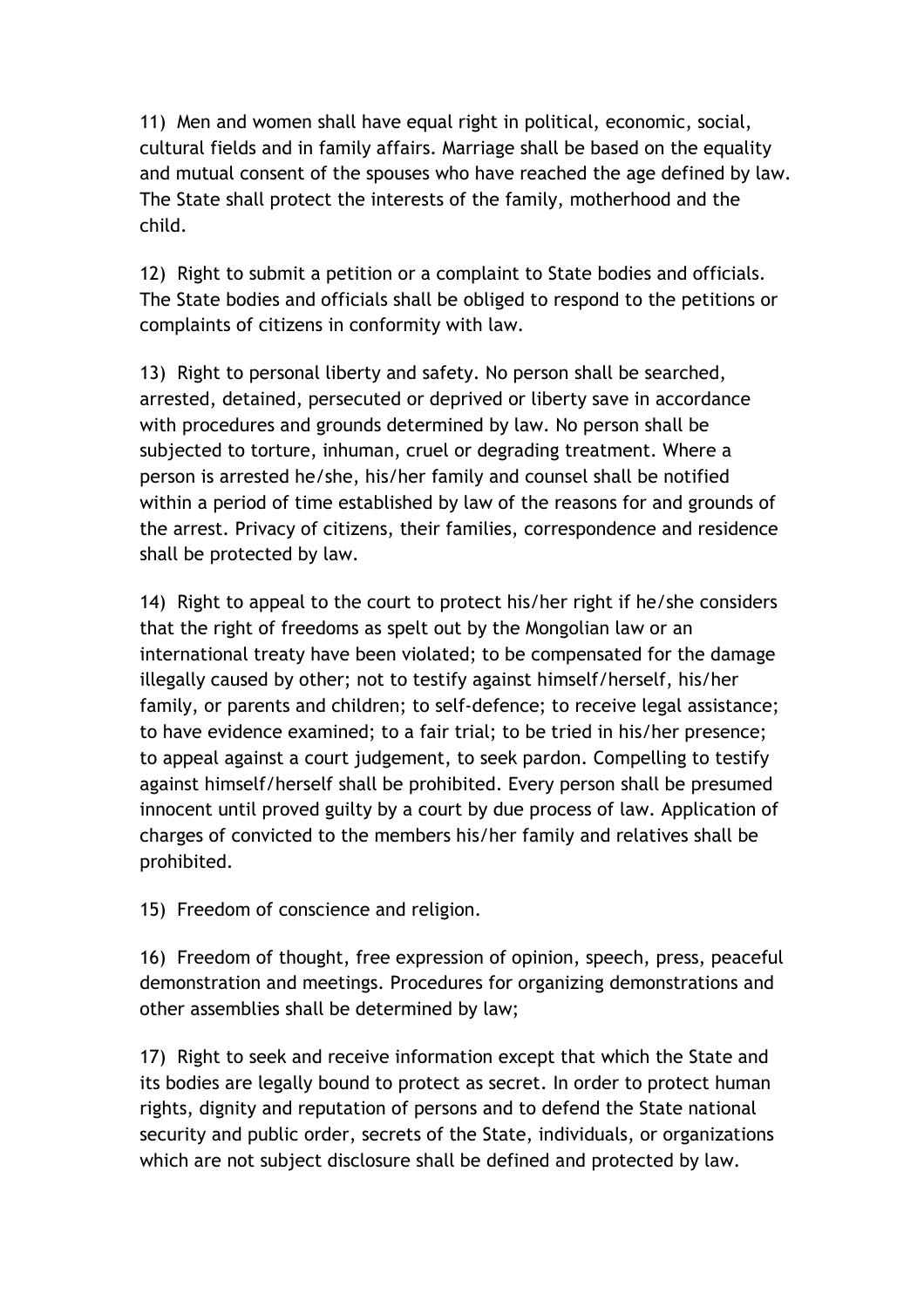11) Men and women shall have equal right in political, economic, social, cultural fields and in family affairs. Marriage shall be based on the equality and mutual consent of the spouses who have reached the age defined by law. The State shall protect the interests of the family, motherhood and the child.

12) Right to submit a petition or a complaint to State bodies and officials. The State bodies and officials shall be obliged to respond to the petitions or complaints of citizens in conformity with law.

13) Right to personal liberty and safety. No person shall be searched, arrested, detained, persecuted or deprived or liberty save in accordance with procedures and grounds determined by law. No person shall be subjected to torture, inhuman, cruel or degrading treatment. Where a person is arrested he/she, his/her family and counsel shall be notified within a period of time established by law of the reasons for and grounds of the arrest. Privacy of citizens, their families, correspondence and residence shall be protected by law.

14) Right to appeal to the court to protect his/her right if he/she considers that the right of freedoms as spelt out by the Mongolian law or an international treaty have been violated; to be compensated for the damage illegally caused by other; not to testify against himself/herself, his/her family, or parents and children; to self-defence; to receive legal assistance; to have evidence examined; to a fair trial; to be tried in his/her presence; to appeal against a court judgement, to seek pardon. Compelling to testify against himself/herself shall be prohibited. Every person shall be presumed innocent until proved guilty by a court by due process of law. Application of charges of convicted to the members his/her family and relatives shall be prohibited.

15) Freedom of conscience and religion.

16) Freedom of thought, free expression of opinion, speech, press, peaceful demonstration and meetings. Procedures for organizing demonstrations and other assemblies shall be determined by law;

17) Right to seek and receive information except that which the State and its bodies are legally bound to protect as secret. In order to protect human rights, dignity and reputation of persons and to defend the State national security and public order, secrets of the State, individuals, or organizations which are not subject disclosure shall be defined and protected by law.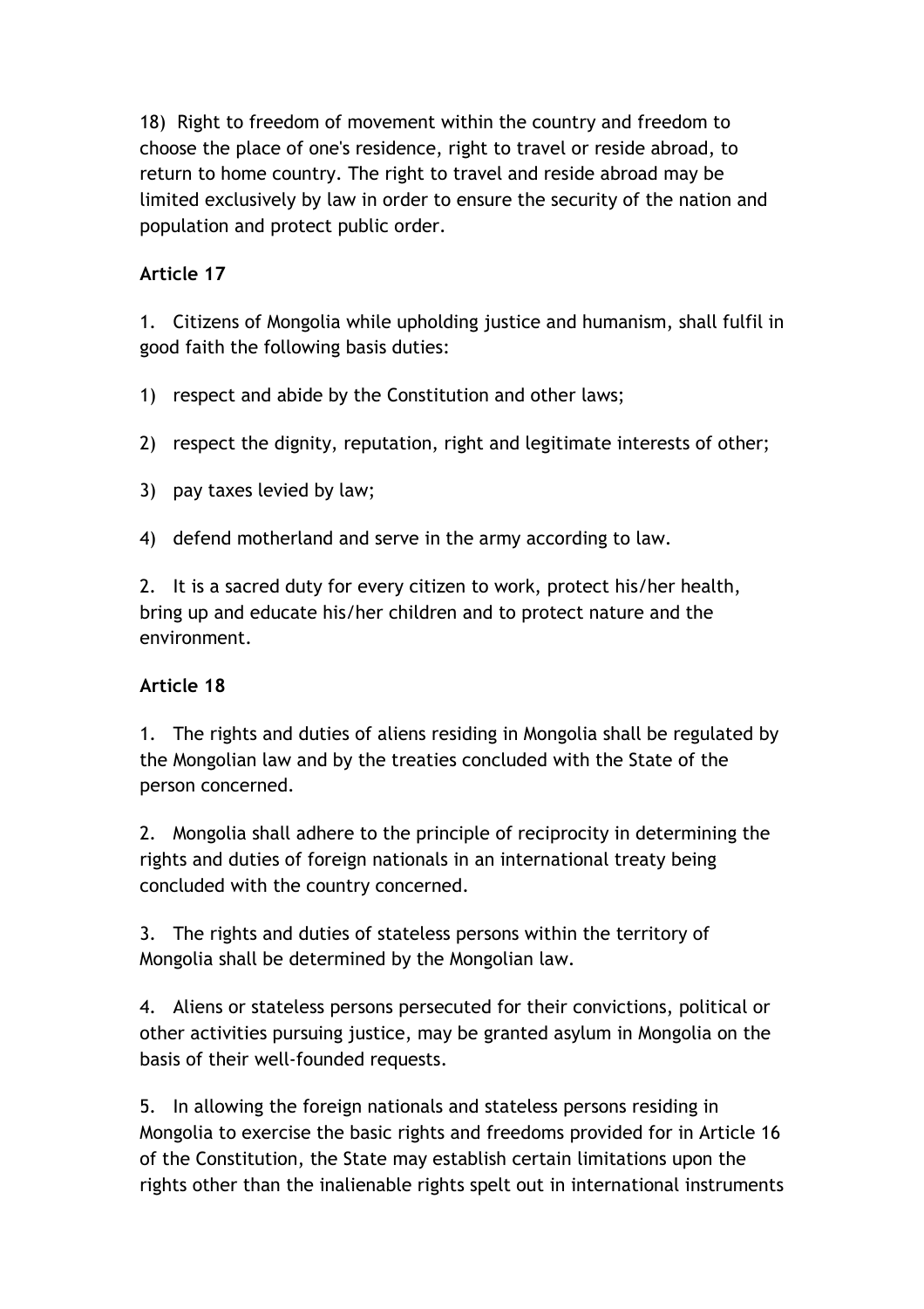18) Right to freedom of movement within the country and freedom to choose the place of one's residence, right to travel or reside abroad, to return to home country. The right to travel and reside abroad may be limited exclusively by law in order to ensure the security of the nation and population and protect public order.

**Article 17**

1. Citizens of Mongolia while upholding justice and humanism, shall fulfil in good faith the following basis duties:

1) respect and abide by the Constitution and other laws;

2) respect the dignity, reputation, right and legitimate interests of other;

3) pay taxes levied by law;

4) defend motherland and serve in the army according to law.

2. It is a sacred duty for every citizen to work, protect his/her health, bring up and educate his/her children and to protect nature and the environment.

**Article 18**

1. The rights and duties of aliens residing in Mongolia shall be regulated by the Mongolian law and by the treaties concluded with the State of the person concerned.

2. Mongolia shall adhere to the principle of reciprocity in determining the rights and duties of foreign nationals in an international treaty being concluded with the country concerned.

3. The rights and duties of stateless persons within the territory of Mongolia shall be determined by the Mongolian law.

4. Aliens or stateless persons persecuted for their convictions, political or other activities pursuing justice, may be granted asylum in Mongolia on the basis of their well-founded requests.

5. In allowing the foreign nationals and stateless persons residing in Mongolia to exercise the basic rights and freedoms provided for in Article 16 of the Constitution, the State may establish certain limitations upon the rights other than the inalienable rights spelt out in international instruments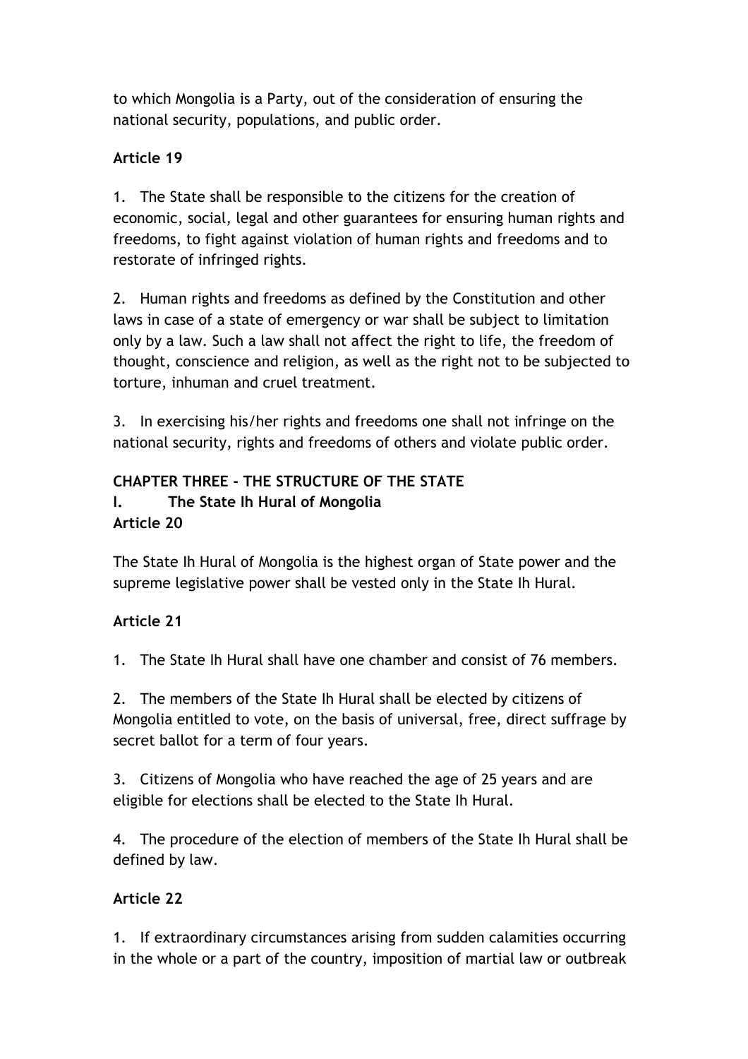to which Mongolia is a Party, out of the consideration of ensuring the national security, populations, and public order.

**Article 19**

1. The State shall be responsible to the citizens for the creation of economic, social, legal and other guarantees for ensuring human rights and freedoms, to fight against violation of human rights and freedoms and to restorate of infringed rights.

2. Human rights and freedoms as defined by the Constitution and other laws in case of a state of emergency or war shall be subject to limitation only by a law. Such a law shall not affect the right to life, the freedom of thought, conscience and religion, as well as the right not to be subjected to torture, inhuman and cruel treatment.

3. In exercising his/her rights and freedoms one shall not infringe on the national security, rights and freedoms of others and violate public order.

## CHAPTER THREE - THE STRUCTURE OF THE STATE

### I. The State Ih Hural of Mongolia

**Article 20**

The State Ih Hural of Mongolia is the highest organ of State power and the supreme legislative power shall be vested only in the State Ih Hural.

**Article 21**

1. The State Ih Hural shall have one chamber and consist of 76 members.

2. The members of the State Ih Hural shall be elected by citizens of Mongolia entitled to vote, on the basis of universal, free, direct suffrage by secret ballot for a term of four years.

3. Citizens of Mongolia who have reached the age of 25 years and are eligible for elections shall be elected to the State Ih Hural.

4. The procedure of the election of members of the State Ih Hural shall be defined by law.

**Article 22**

1. If extraordinary circumstances arising from sudden calamities occurring in the whole or a part of the country, imposition of martial law or outbreak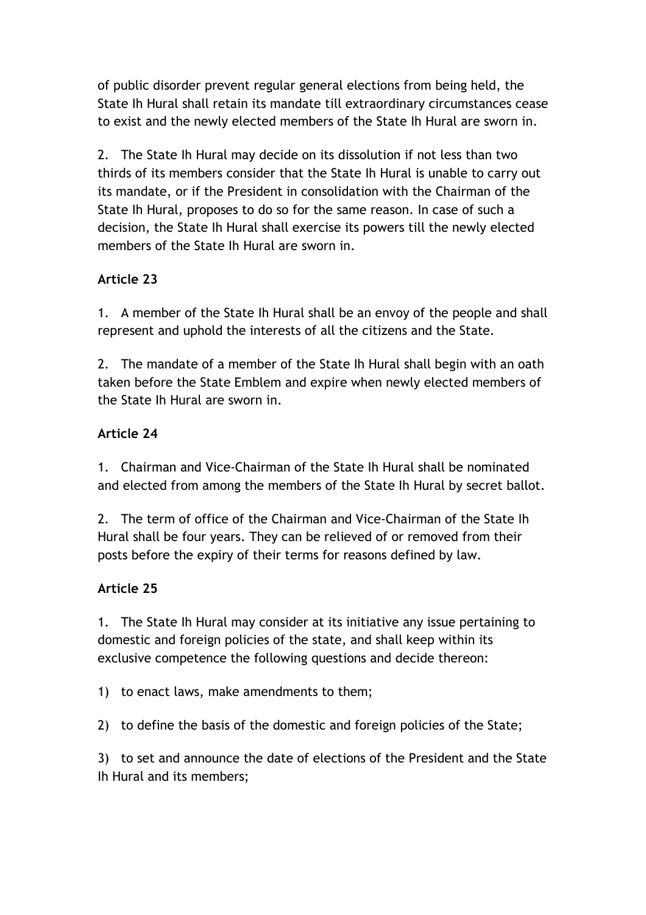of public disorder prevent regular general elections from being held, the State Ih Hural shall retain its mandate till extraordinary circumstances cease to exist and the newly elected members of the State Ih Hural are sworn in.

2. The State Ih Hural may decide on its dissolution if not less than two thirds of its members consider that the State Ih Hural is unable to carry out its mandate, or if the President in consolidation with the Chairman of the State Ih Hural, proposes to do so for the same reason. In case of such a decision, the State Ih Hural shall exercise its powers till the newly elected members of the State Ih Hural are sworn in.

**Article 23**

1. A member of the State Ih Hural shall be an envoy of the people and shall represent and uphold the interests of all the citizens and the State.

2. The mandate of a member of the State Ih Hural shall begin with an oath taken before the State Emblem and expire when newly elected members of the State Ih Hural are sworn in.

**Article 24**

1. Chairman and Vice-Chairman of the State Ih Hural shall be nominated and elected from among the members of the State Ih Hural by secret ballot.

2. The term of office of the Chairman and Vice-Chairman of the State Ih Hural shall be four years. They can be relieved of or removed from their posts before the expiry of their terms for reasons defined by law.

**Article 25**

1. The State Ih Hural may consider at its initiative any issue pertaining to domestic and foreign policies of the state, and shall keep within its exclusive competence the following questions and decide thereon:

1) to enact laws, make amendments to them;

2) to define the basis of the domestic and foreign policies of the State;

3) to set and announce the date of elections of the President and the State Ih Hural and its members;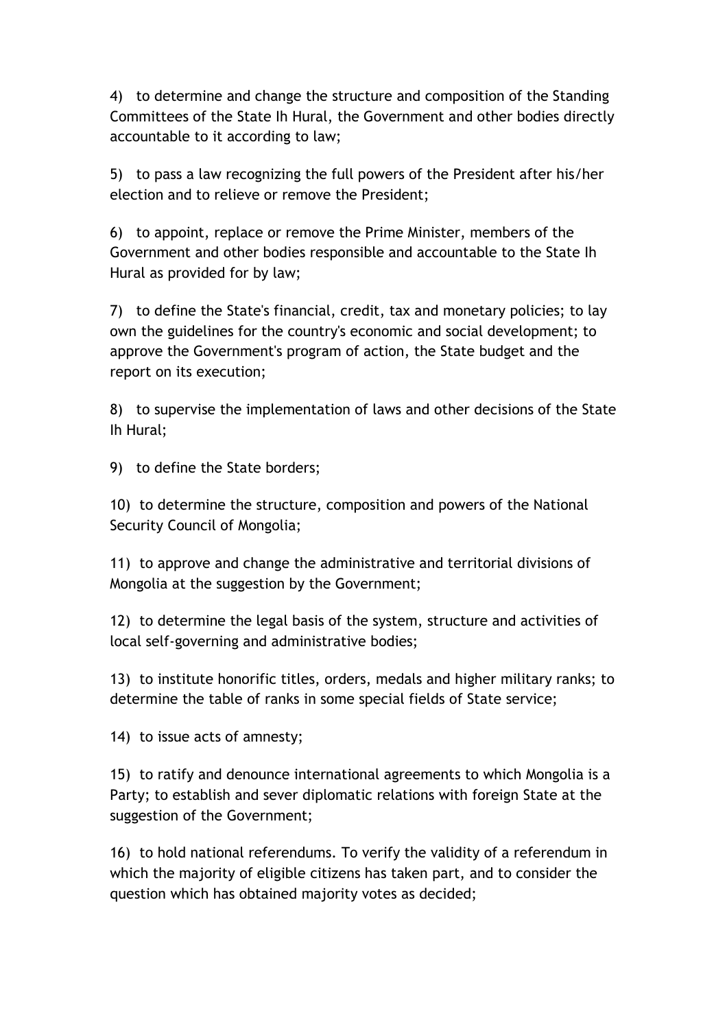4) to determine and change the structure and composition of the Standing Committees of the State Ih Hural, the Government and other bodies directly accountable to it according to law;

5) to pass a law recognizing the full powers of the President after his/her election and to relieve or remove the President;

6) to appoint, replace or remove the Prime Minister, members of the Government and other bodies responsible and accountable to the State Ih Hural as provided for by law;

7) to define the State's financial, credit, tax and monetary policies; to lay own the guidelines for the country's economic and social development; to approve the Government's program of action, the State budget and the report on its execution;

8) to supervise the implementation of laws and other decisions of the State Ih Hural;

9) to define the State borders;

10) to determine the structure, composition and powers of the National Security Council of Mongolia;

11) to approve and change the administrative and territorial divisions of Mongolia at the suggestion by the Government;

12) to determine the legal basis of the system, structure and activities of local self-governing and administrative bodies;

13) to institute honorific titles, orders, medals and higher military ranks; to determine the table of ranks in some special fields of State service;

14) to issue acts of amnesty;

15) to ratify and denounce international agreements to which Mongolia is a Party; to establish and sever diplomatic relations with foreign State at the suggestion of the Government;

16) to hold national referendums. To verify the validity of a referendum in which the majority of eligible citizens has taken part, and to consider the question which has obtained majority votes as decided;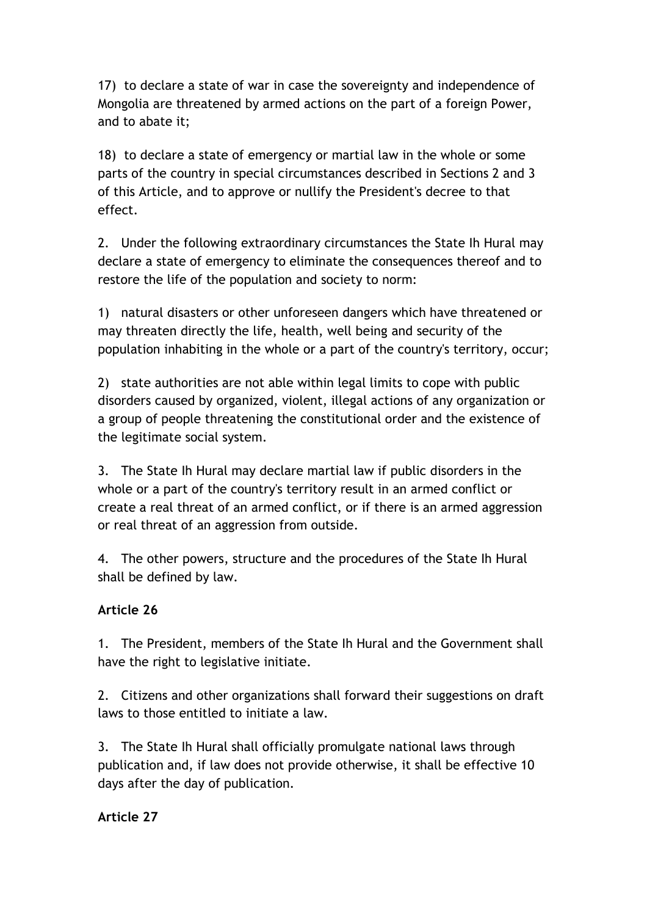17) to declare a state of war in case the sovereignty and independence of Mongolia are threatened by armed actions on the part of a foreign Power, and to abate it;

18) to declare a state of emergency or martial law in the whole or some parts of the country in special circumstances described in Sections 2 and 3 of this Article, and to approve or nullify the President's decree to that effect.

2. Under the following extraordinary circumstances the State Ih Hural may declare a state of emergency to eliminate the consequences thereof and to restore the life of the population and society to norm:

1) natural disasters or other unforeseen dangers which have threatened or may threaten directly the life, health, well being and security of the population inhabiting in the whole or a part of the country's territory, occur;

2) state authorities are not able within legal limits to cope with public disorders caused by organized, violent, illegal actions of any organization or a group of people threatening the constitutional order and the existence of the legitimate social system.

3. The State Ih Hural may declare martial law if public disorders in the whole or a part of the country's territory result in an armed conflict or create a real threat of an armed conflict, or if there is an armed aggression or real threat of an aggression from outside.

4. The other powers, structure and the procedures of the State Ih Hural shall be defined by law.

**Article 26**

1. The President, members of the State Ih Hural and the Government shall have the right to legislative initiate.

2. Citizens and other organizations shall forward their suggestions on draft laws to those entitled to initiate a law.

3. The State Ih Hural shall officially promulgate national laws through publication and, if law does not provide otherwise, it shall be effective 10 days after the day of publication.

**Article 27**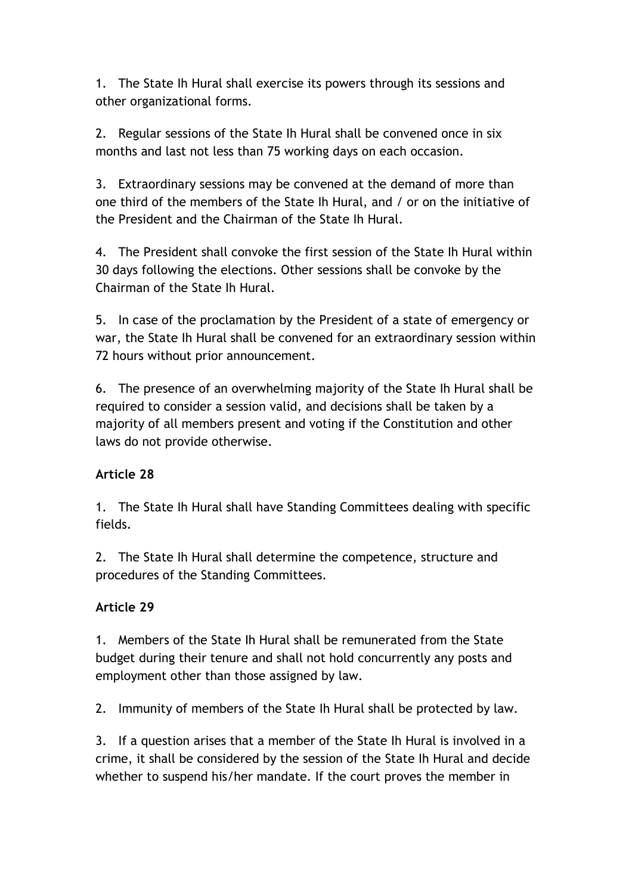1. The State Ih Hural shall exercise its powers through its sessions and other organizational forms.

2. Regular sessions of the State Ih Hural shall be convened once in six months and last not less than 75 working days on each occasion.

3. Extraordinary sessions may be convened at the demand of more than one third of the members of the State Ih Hural, and / or on the initiative of the President and the Chairman of the State Ih Hural.

4. The President shall convoke the first session of the State Ih Hural within 30 days following the elections. Other sessions shall be convoke by the Chairman of the State Ih Hural.

5. In case of the proclamation by the President of a state of emergency or war, the State Ih Hural shall be convened for an extraordinary session within 72 hours without prior announcement.

6. The presence of an overwhelming majority of the State Ih Hural shall be required to consider a session valid, and decisions shall be taken by a majority of all members present and voting if the Constitution and other laws do not provide otherwise.

**Article 28**

1. The State Ih Hural shall have Standing Committees dealing with specific fields.

2. The State Ih Hural shall determine the competence, structure and procedures of the Standing Committees.

**Article 29**

1. Members of the State Ih Hural shall be remunerated from the State budget during their tenure and shall not hold concurrently any posts and employment other than those assigned by law.

2. Immunity of members of the State Ih Hural shall be protected by law.

3. If a question arises that a member of the State Ih Hural is involved in a crime, it shall be considered by the session of the State Ih Hural and decide whether to suspend his/her mandate. If the court proves the member in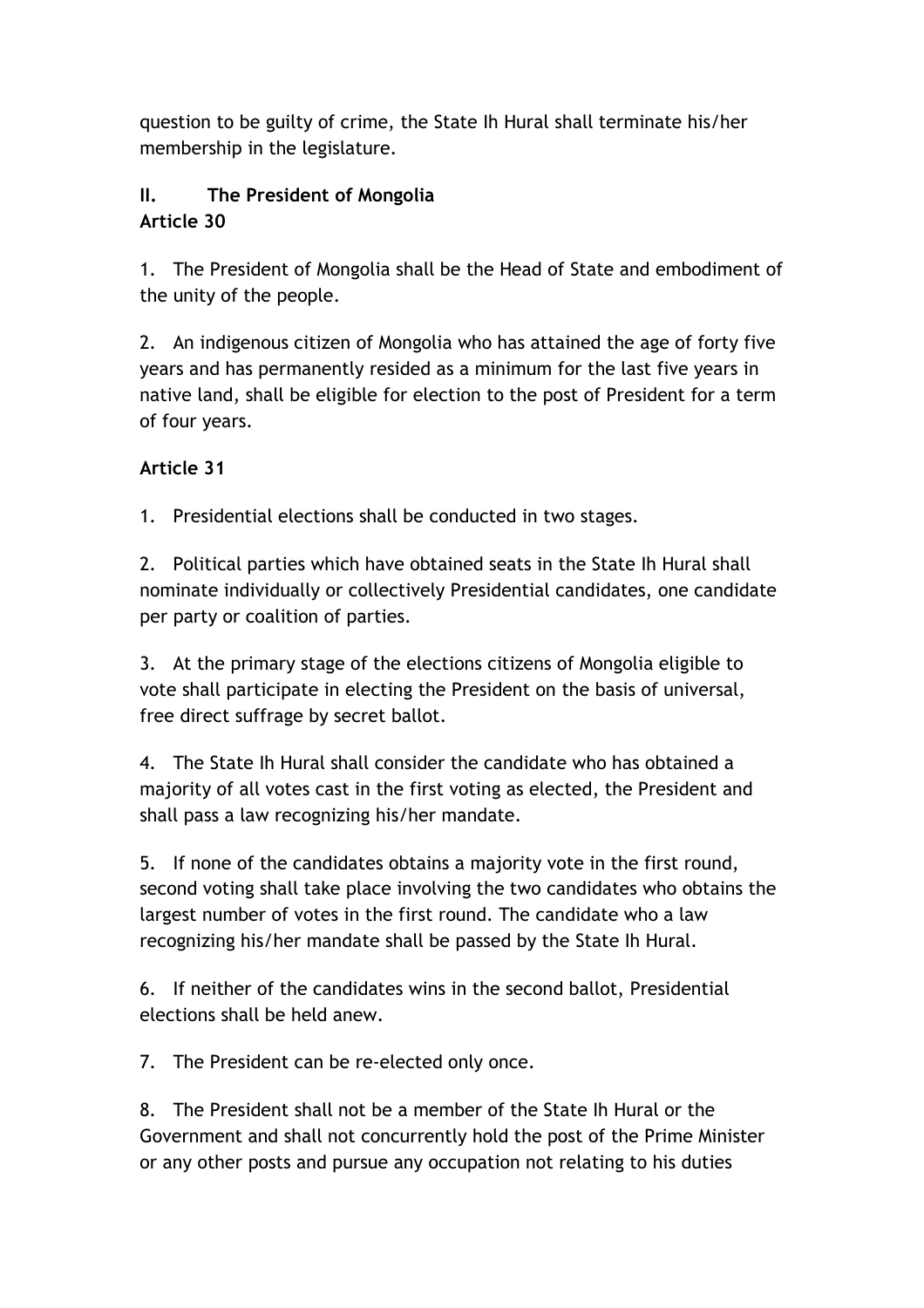question to be guilty of crime, the State Ih Hural shall terminate his/her membership in the legislature.

## II. The President of Mongolia

### Article 30

1. The President of Mongolia shall be the Head of State and embodiment of the unity of the people.

2. An indigenous citizen of Mongolia who has attained the age of forty five years and has permanently resided as a minimum for the last five years in native land, shall be eligible for election to the post of President for a term of four years.

### Article 31

1. Presidential elections shall be conducted in two stages.

2. Political parties which have obtained seats in the State Ih Hural shall nominate individually or collectively Presidential candidates, one candidate per party or coalition of parties.

3. At the primary stage of the elections citizens of Mongolia eligible to vote shall participate in electing the President on the basis of universal, free direct suffrage by secret ballot.

4. The State Ih Hural shall consider the candidate who has obtained a majority of all votes cast in the first voting as elected, the President and shall pass a law recognizing his/her mandate.

5. If none of the candidates obtains a majority vote in the first round, second voting shall take place involving the two candidates who obtains the largest number of votes in the first round. The candidate who a law recognizing his/her mandate shall be passed by the State Ih Hural.

6. If neither of the candidates wins in the second ballot, Presidential elections shall be held anew.

7. The President can be re-elected only once.

8. The President shall not be a member of the State Ih Hural or the Government and shall not concurrently hold the post of the Prime Minister or any other posts and pursue any occupation not relating to his duties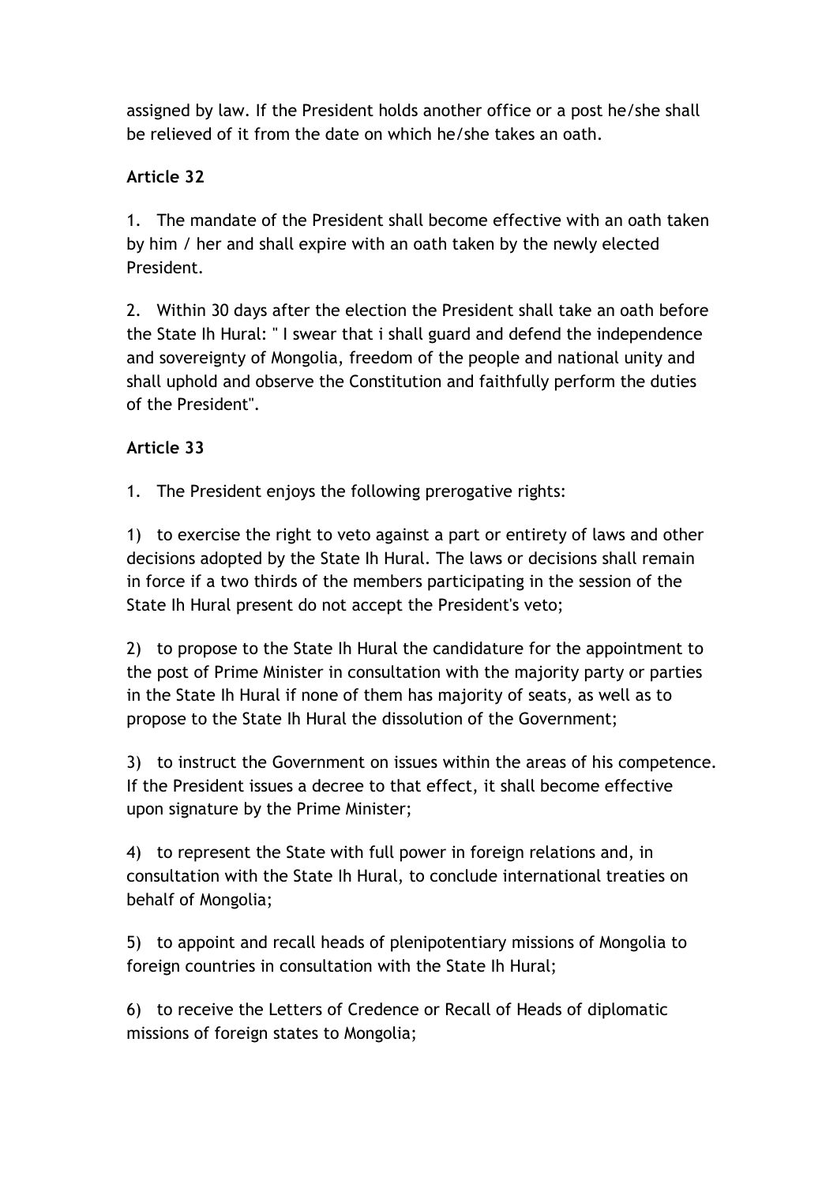assigned by law. If the President holds another office or a post he/she shall be relieved of it from the date on which he/she takes an oath.

**Article 32**

1. The mandate of the President shall become effective with an oath taken by him / her and shall expire with an oath taken by the newly elected President.

2. Within 30 days after the election the President shall take an oath before the State Ih Hural: " I swear that i shall guard and defend the independence and sovereignty of Mongolia, freedom of the people and national unity and shall uphold and observe the Constitution and faithfully perform the duties of the President".

**Article 33**

1. The President enjoys the following prerogative rights:

1) to exercise the right to veto against a part or entirety of laws and other decisions adopted by the State Ih Hural. The laws or decisions shall remain in force if a two thirds of the members participating in the session of the State Ih Hural present do not accept the President's veto;

2) to propose to the State Ih Hural the candidature for the appointment to the post of Prime Minister in consultation with the majority party or parties in the State Ih Hural if none of them has majority of seats, as well as to propose to the State Ih Hural the dissolution of the Government;

3) to instruct the Government on issues within the areas of his competence. If the President issues a decree to that effect, it shall become effective upon signature by the Prime Minister;

4) to represent the State with full power in foreign relations and, in consultation with the State Ih Hural, to conclude international treaties on behalf of Mongolia;

5) to appoint and recall heads of plenipotentiary missions of Mongolia to foreign countries in consultation with the State Ih Hural;

6) to receive the Letters of Credence or Recall of Heads of diplomatic missions of foreign states to Mongolia;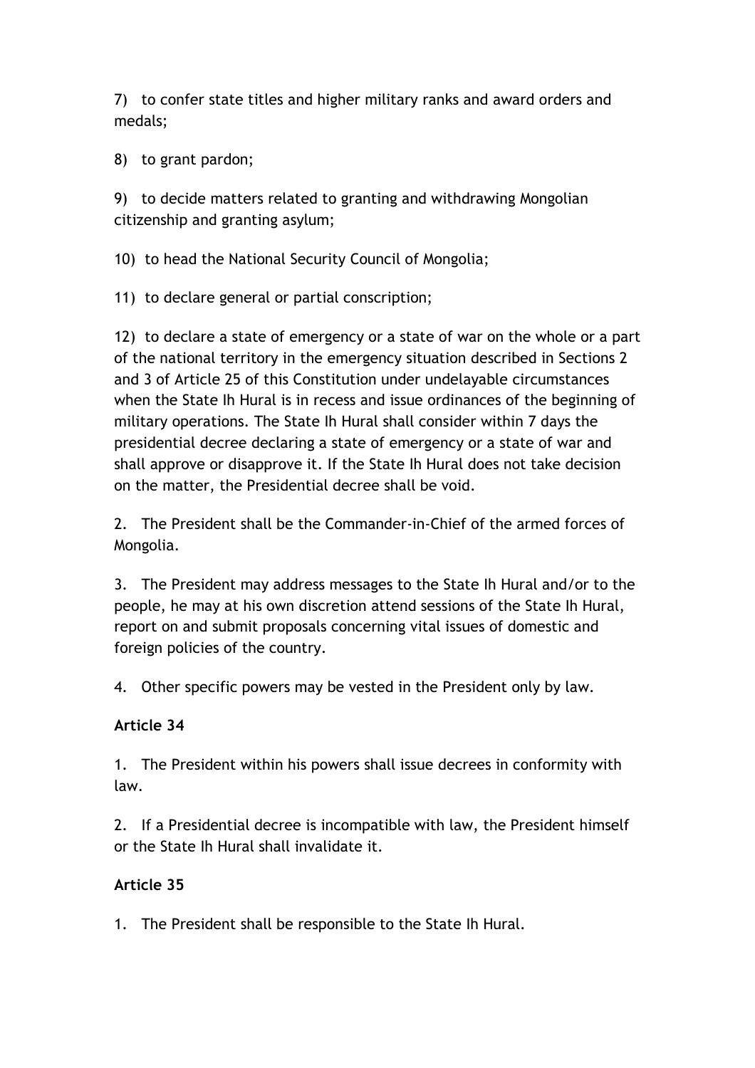7) to confer state titles and higher military ranks and award orders and medals;

8) to grant pardon;

9) to decide matters related to granting and withdrawing Mongolian citizenship and granting asylum;

10) to head the National Security Council of Mongolia;

11) to declare general or partial conscription;

12) to declare a state of emergency or a state of war on the whole or a part of the national territory in the emergency situation described in Sections 2 and 3 of Article 25 of this Constitution under undelayable circumstances when the State Ih Hural is in recess and issue ordinances of the beginning of military operations. The State Ih Hural shall consider within 7 days the presidential decree declaring a state of emergency or a state of war and shall approve or disapprove it. If the State Ih Hural does not take decision on the matter, the Presidential decree shall be void.

2. The President shall be the Commander-in-Chief of the armed forces of Mongolia.

3. The President may address messages to the State Ih Hural and/or to the people, he may at his own discretion attend sessions of the State Ih Hural, report on and submit proposals concerning vital issues of domestic and foreign policies of the country.

4. Other specific powers may be vested in the President only by law.

**Article 34**

1. The President within his powers shall issue decrees in conformity with law.

2. If a Presidential decree is incompatible with law, the President himself or the State Ih Hural shall invalidate it.

**Article 35**

1. The President shall be responsible to the State Ih Hural.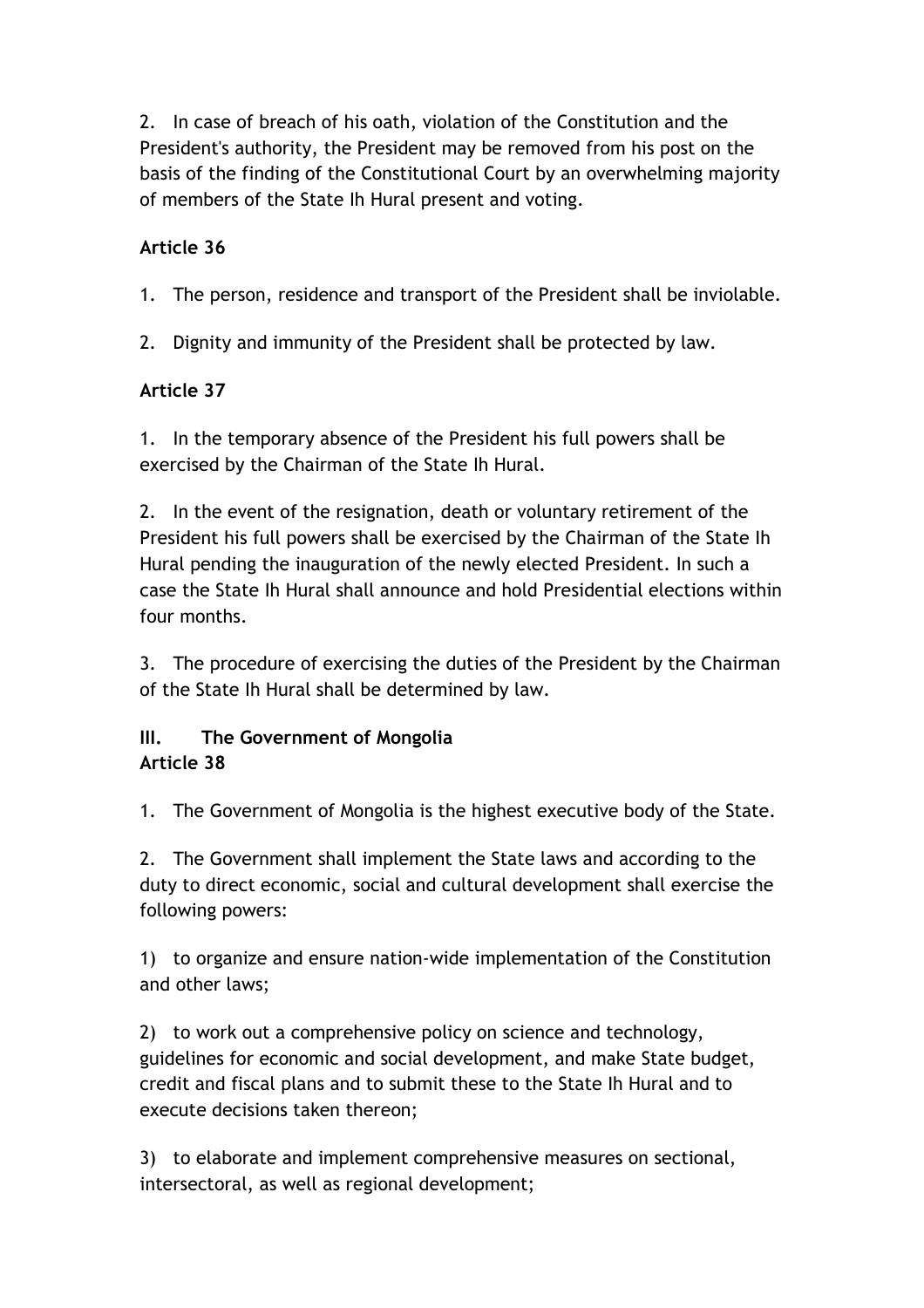2. In case of breach of his oath, violation of the Constitution and the President's authority, the President may be removed from his post on the basis of the finding of the Constitutional Court by an overwhelming majority of members of the State Ih Hural present and voting.

**Article 36**

1. The person, residence and transport of the President shall be inviolable.

2. Dignity and immunity of the President shall be protected by law.

**Article 37**

1. In the temporary absence of the President his full powers shall be exercised by the Chairman of the State Ih Hural.

2. In the event of the resignation, death or voluntary retirement of the President his full powers shall be exercised by the Chairman of the State Ih Hural pending the inauguration of the newly elected President. In such a case the State Ih Hural shall announce and hold Presidential elections within four months.

3. The procedure of exercising the duties of the President by the Chairman of the State Ih Hural shall be determined by law.

## III. The Government of Mongolia

**Article 38**

1. The Government of Mongolia is the highest executive body of the State.

2. The Government shall implement the State laws and according to the duty to direct economic, social and cultural development shall exercise the following powers:

1) to organize and ensure nation-wide implementation of the Constitution and other laws;

2) to work out a comprehensive policy on science and technology, guidelines for economic and social development, and make State budget, credit and fiscal plans and to submit these to the State Ih Hural and to execute decisions taken thereon;

3) to elaborate and implement comprehensive measures on sectional, intersectoral, as well as regional development;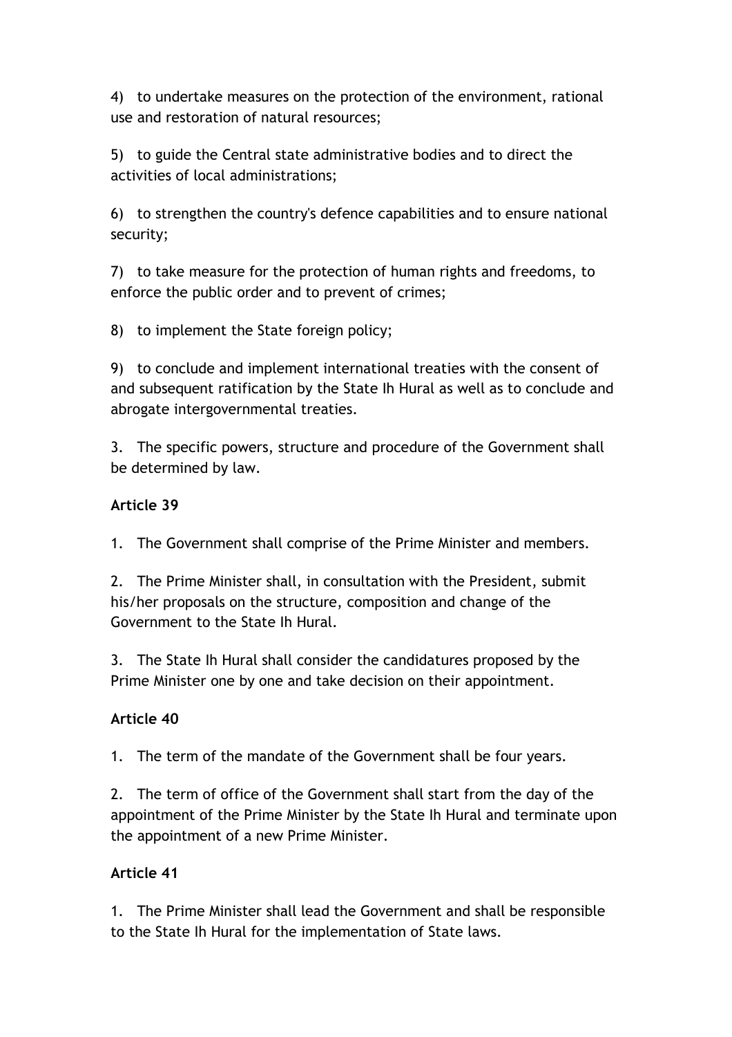4) to undertake measures on the protection of the environment, rational use and restoration of natural resources;

5) to guide the Central state administrative bodies and to direct the activities of local administrations;

6) to strengthen the country's defence capabilities and to ensure national security;

7) to take measure for the protection of human rights and freedoms, to enforce the public order and to prevent of crimes;

8) to implement the State foreign policy;

9) to conclude and implement international treaties with the consent of and subsequent ratification by the State Ih Hural as well as to conclude and abrogate intergovernmental treaties.

3. The specific powers, structure and procedure of the Government shall be determined by law.

**Article 39**

1. The Government shall comprise of the Prime Minister and members.

2. The Prime Minister shall, in consultation with the President, submit his/her proposals on the structure, composition and change of the Government to the State Ih Hural.

3. The State Ih Hural shall consider the candidatures proposed by the Prime Minister one by one and take decision on their appointment.

**Article 40**

1. The term of the mandate of the Government shall be four years.

2. The term of office of the Government shall start from the day of the appointment of the Prime Minister by the State Ih Hural and terminate upon the appointment of a new Prime Minister.

**Article 41**

1. The Prime Minister shall lead the Government and shall be responsible to the State Ih Hural for the implementation of State laws.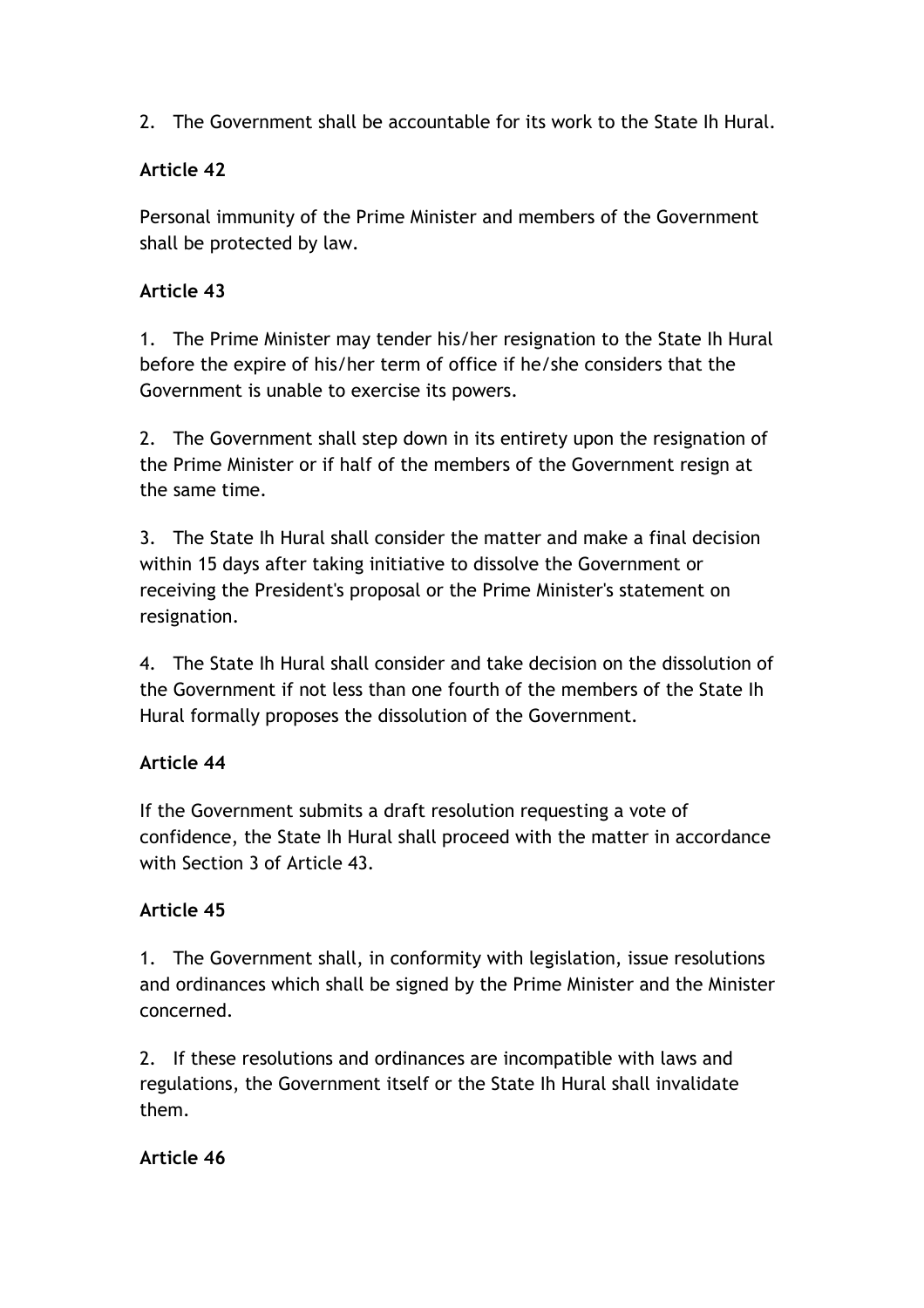2. The Government shall be accountable for its work to the State Ih Hural.

**Article 42**

Personal immunity of the Prime Minister and members of the Government shall be protected by law.

**Article 43**

1. The Prime Minister may tender his/her resignation to the State Ih Hural before the expire of his/her term of office if he/she considers that the Government is unable to exercise its powers.

2. The Government shall step down in its entirety upon the resignation of the Prime Minister or if half of the members of the Government resign at the same time.

3. The State Ih Hural shall consider the matter and make a final decision within 15 days after taking initiative to dissolve the Government or receiving the President's proposal or the Prime Minister's statement on resignation.

4. The State Ih Hural shall consider and take decision on the dissolution of the Government if not less than one fourth of the members of the State Ih Hural formally proposes the dissolution of the Government.

**Article 44**

If the Government submits a draft resolution requesting a vote of confidence, the State Ih Hural shall proceed with the matter in accordance with Section 3 of Article 43.

**Article 45**

1. The Government shall, in conformity with legislation, issue resolutions and ordinances which shall be signed by the Prime Minister and the Minister concerned.

2. If these resolutions and ordinances are incompatible with laws and regulations, the Government itself or the State Ih Hural shall invalidate them.

**Article 46**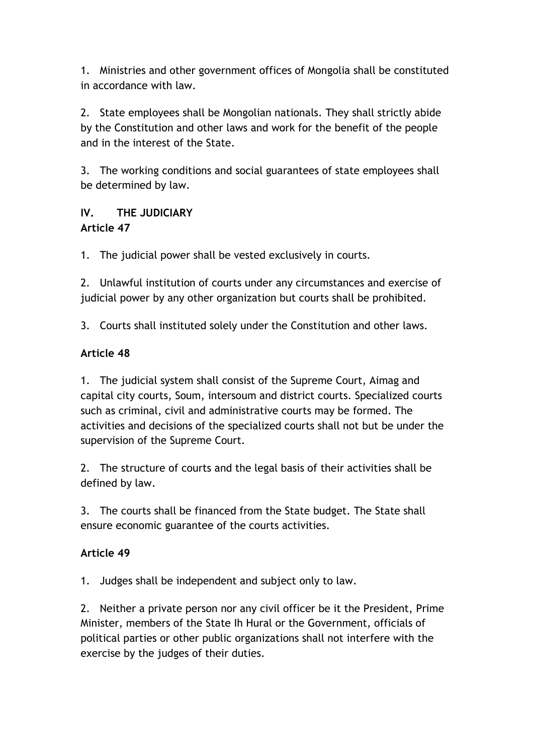1. Ministries and other government offices of Mongolia shall be constituted in accordance with law.

2. State employees shall be Mongolian nationals. They shall strictly abide by the Constitution and other laws and work for the benefit of the people and in the interest of the State.

3. The working conditions and social guarantees of state employees shall be determined by law.

## IV. THE JUDICIARY

### Article 47

1. The judicial power shall be vested exclusively in courts.

2. Unlawful institution of courts under any circumstances and exercise of judicial power by any other organization but courts shall be prohibited.

3. Courts shall instituted solely under the Constitution and other laws.

### Article 48

1. The judicial system shall consist of the Supreme Court, Aimag and capital city courts, Soum, intersoum and district courts. Specialized courts such as criminal, civil and administrative courts may be formed. The activities and decisions of the specialized courts shall not but be under the supervision of the Supreme Court.

2. The structure of courts and the legal basis of their activities shall be defined by law.

3. The courts shall be financed from the State budget. The State shall ensure economic guarantee of the courts activities.

### Article 49

1. Judges shall be independent and subject only to law.

2. Neither a private person nor any civil officer be it the President, Prime Minister, members of the State Ih Hural or the Government, officials of political parties or other public organizations shall not interfere with the exercise by the judges of their duties.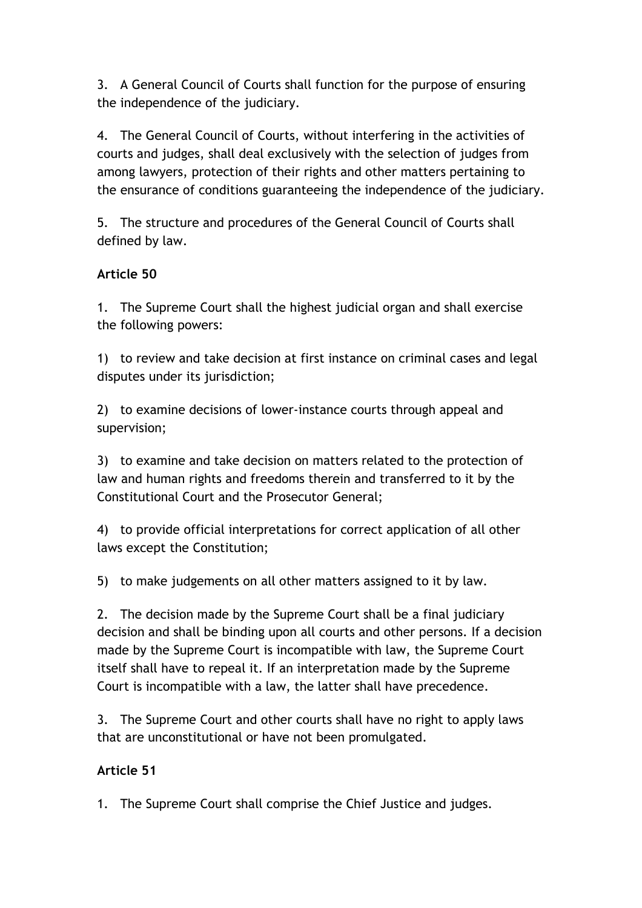3. A General Council of Courts shall function for the purpose of ensuring the independence of the judiciary.

4. The General Council of Courts, without interfering in the activities of courts and judges, shall deal exclusively with the selection of judges from among lawyers, protection of their rights and other matters pertaining to the ensurance of conditions guaranteeing the independence of the judiciary.

5. The structure and procedures of the General Council of Courts shall defined by law.

**Article 50**

1. The Supreme Court shall the highest judicial organ and shall exercise the following powers:

1) to review and take decision at first instance on criminal cases and legal disputes under its jurisdiction;

2) to examine decisions of lower-instance courts through appeal and supervision;

3) to examine and take decision on matters related to the protection of law and human rights and freedoms therein and transferred to it by the Constitutional Court and the Prosecutor General;

4) to provide official interpretations for correct application of all other laws except the Constitution;

5) to make judgements on all other matters assigned to it by law.

2. The decision made by the Supreme Court shall be a final judiciary decision and shall be binding upon all courts and other persons. If a decision made by the Supreme Court is incompatible with law, the Supreme Court itself shall have to repeal it. If an interpretation made by the Supreme Court is incompatible with a law, the latter shall have precedence.

3. The Supreme Court and other courts shall have no right to apply laws that are unconstitutional or have not been promulgated.

**Article 51**

1. The Supreme Court shall comprise the Chief Justice and judges.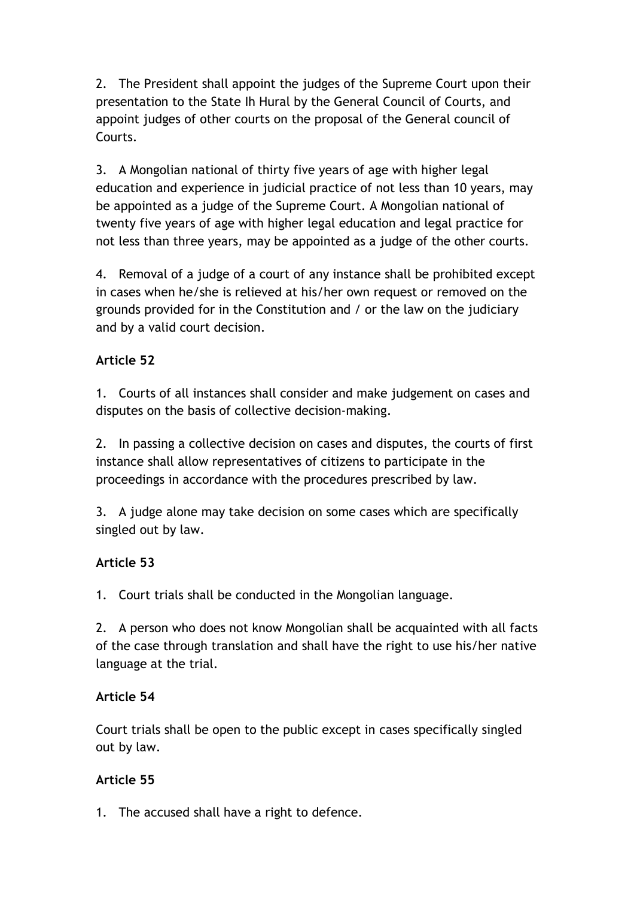2. The President shall appoint the judges of the Supreme Court upon their presentation to the State Ih Hural by the General Council of Courts, and appoint judges of other courts on the proposal of the General council of Courts.

3. A Mongolian national of thirty five years of age with higher legal education and experience in judicial practice of not less than 10 years, may be appointed as a judge of the Supreme Court. A Mongolian national of twenty five years of age with higher legal education and legal practice for not less than three years, may be appointed as a judge of the other courts.

4. Removal of a judge of a court of any instance shall be prohibited except in cases when he/she is relieved at his/her own request or removed on the grounds provided for in the Constitution and / or the law on the judiciary and by a valid court decision.

**Article 52**

1. Courts of all instances shall consider and make judgement on cases and disputes on the basis of collective decision-making.

2. In passing a collective decision on cases and disputes, the courts of first instance shall allow representatives of citizens to participate in the proceedings in accordance with the procedures prescribed by law.

3. A judge alone may take decision on some cases which are specifically singled out by law.

**Article 53**

1. Court trials shall be conducted in the Mongolian language.

2. A person who does not know Mongolian shall be acquainted with all facts of the case through translation and shall have the right to use his/her native language at the trial.

**Article 54**

Court trials shall be open to the public except in cases specifically singled out by law.

**Article 55**

1. The accused shall have a right to defence.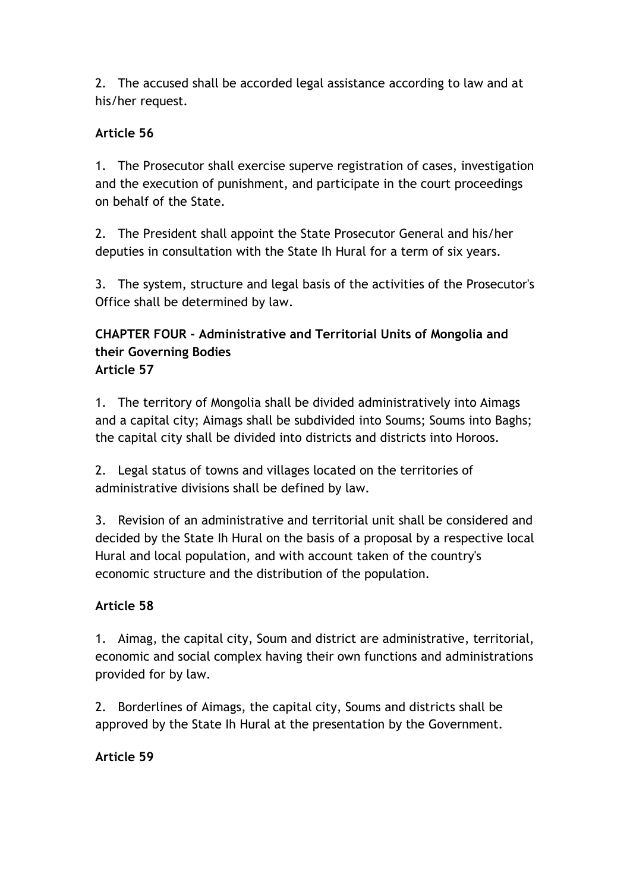2. The accused shall be accorded legal assistance according to law and at his/her request.

**Article 56**

1. The Prosecutor shall exercise superve registration of cases, investigation and the execution of punishment, and participate in the court proceedings on behalf of the State.

2. The President shall appoint the State Prosecutor General and his/her deputies in consultation with the State Ih Hural for a term of six years.

3. The system, structure and legal basis of the activities of the Prosecutor's Office shall be determined by law.

## CHAPTER FOUR - Administrative and Territorial Units of Mongolia and their Governing Bodies

**Article 57**

1. The territory of Mongolia shall be divided administratively into Aimags and a capital city; Aimags shall be subdivided into Soums; Soums into Baghs; the capital city shall be divided into districts and districts into Horoos.

2. Legal status of towns and villages located on the territories of administrative divisions shall be defined by law.

3. Revision of an administrative and territorial unit shall be considered and decided by the State Ih Hural on the basis of a proposal by a respective local Hural and local population, and with account taken of the country's economic structure and the distribution of the population.

**Article 58**

1. Aimag, the capital city, Soum and district are administrative, territorial, economic and social complex having their own functions and administrations provided for by law.

2. Borderlines of Aimags, the capital city, Soums and districts shall be approved by the State Ih Hural at the presentation by the Government.

**Article 59**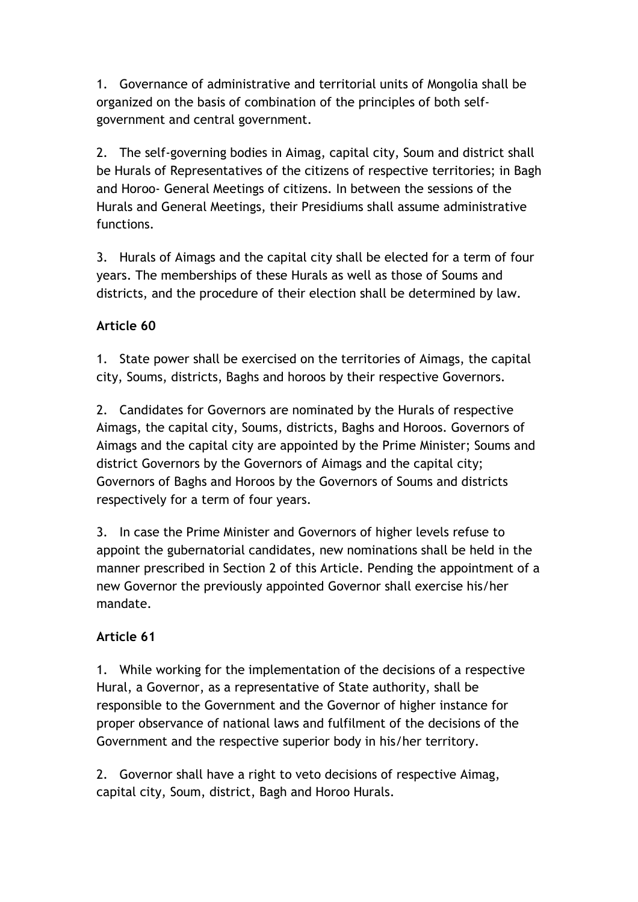1. Governance of administrative and territorial units of Mongolia shall be organized on the basis of combination of the principles of both self-government and central government.

2. The self-governing bodies in Aimag, capital city, Soum and district shall be Hurals of Representatives of the citizens of respective territories; in Bagh and Horoo- General Meetings of citizens. In between the sessions of the Hurals and General Meetings, their Presidiums shall assume administrative functions.

3. Hurals of Aimags and the capital city shall be elected for a term of four years. The memberships of these Hurals as well as those of Soums and districts, and the procedure of their election shall be determined by law.

**Article 60**

1. State power shall be exercised on the territories of Aimags, the capital city, Soums, districts, Baghs and horoos by their respective Governors.

2. Candidates for Governors are nominated by the Hurals of respective Aimags, the capital city, Soums, districts, Baghs and Horoos. Governors of Aimags and the capital city are appointed by the Prime Minister; Soums and district Governors by the Governors of Aimags and the capital city; Governors of Baghs and Horoos by the Governors of Soums and districts respectively for a term of four years.

3. In case the Prime Minister and Governors of higher levels refuse to appoint the gubernatorial candidates, new nominations shall be held in the manner prescribed in Section 2 of this Article. Pending the appointment of a new Governor the previously appointed Governor shall exercise his/her mandate.

**Article 61**

1. While working for the implementation of the decisions of a respective Hural, a Governor, as a representative of State authority, shall be responsible to the Government and the Governor of higher instance for proper observance of national laws and fulfilment of the decisions of the Government and the respective superior body in his/her territory.

2. Governor shall have a right to veto decisions of respective Aimag, capital city, Soum, district, Bagh and Horoo Hurals.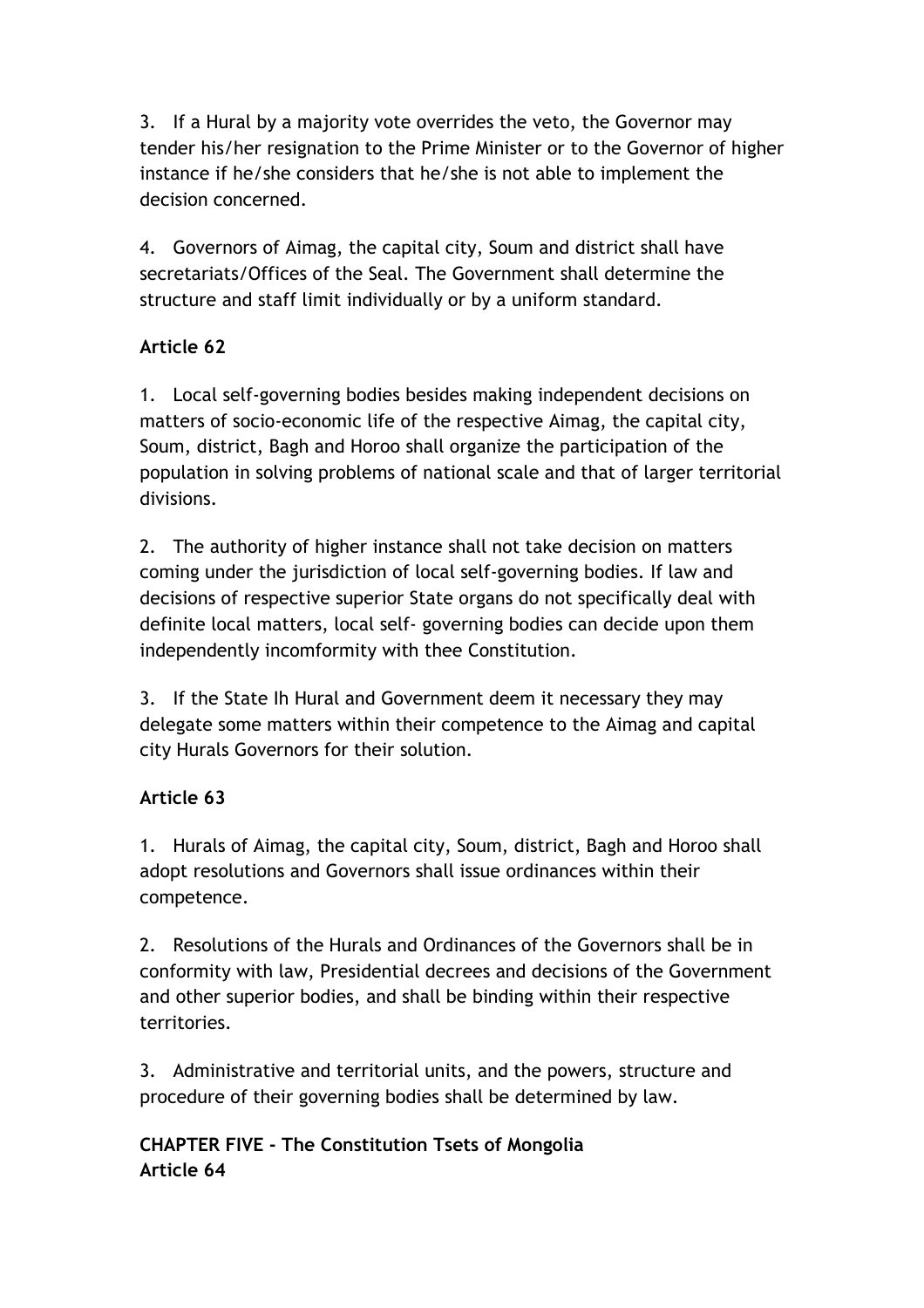3. If a Hural by a majority vote overrides the veto, the Governor may tender his/her resignation to the Prime Minister or to the Governor of higher instance if he/she considers that he/she is not able to implement the decision concerned.

4. Governors of Aimag, the capital city, Soum and district shall have secretariats/Offices of the Seal. The Government shall determine the structure and staff limit individually or by a uniform standard.

**Article 62**

1. Local self-governing bodies besides making independent decisions on matters of socio-economic life of the respective Aimag, the capital city, Soum, district, Bagh and Horoo shall organize the participation of the population in solving problems of national scale and that of larger territorial divisions.

2. The authority of higher instance shall not take decision on matters coming under the jurisdiction of local self-governing bodies. If law and decisions of respective superior State organs do not specifically deal with definite local matters, local self- governing bodies can decide upon them independently incomformity with thee Constitution.

3. If the State Ih Hural and Government deem it necessary they may delegate some matters within their competence to the Aimag and capital city Hurals Governors for their solution.

**Article 63**

1. Hurals of Aimag, the capital city, Soum, district, Bagh and Horoo shall adopt resolutions and Governors shall issue ordinances within their competence.

2. Resolutions of the Hurals and Ordinances of the Governors shall be in conformity with law, Presidential decrees and decisions of the Government and other superior bodies, and shall be binding within their respective territories.

3. Administrative and territorial units, and the powers, structure and procedure of their governing bodies shall be determined by law.

**CHAPTER FIVE - The Constitution Tsets of Mongolia**
**Article 64**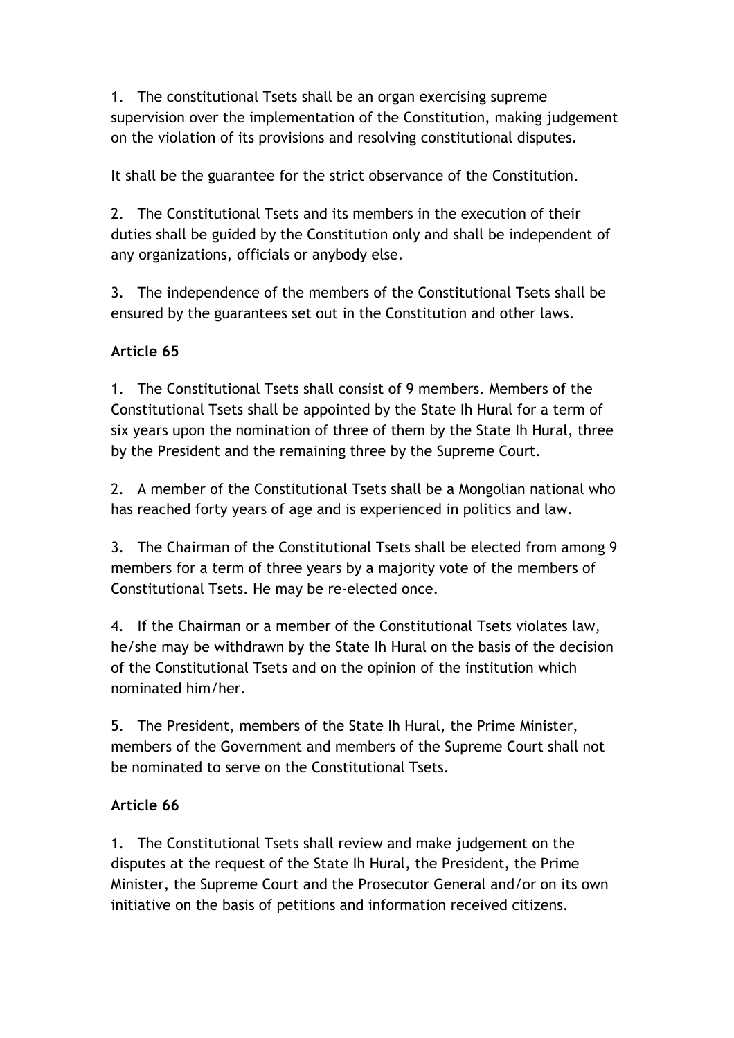1. The constitutional Tsets shall be an organ exercising supreme supervision over the implementation of the Constitution, making judgement on the violation of its provisions and resolving constitutional disputes.

It shall be the guarantee for the strict observance of the Constitution.

2. The Constitutional Tsets and its members in the execution of their duties shall be guided by the Constitution only and shall be independent of any organizations, officials or anybody else.

3. The independence of the members of the Constitutional Tsets shall be ensured by the guarantees set out in the Constitution and other laws.

**Article 65**

1. The Constitutional Tsets shall consist of 9 members. Members of the Constitutional Tsets shall be appointed by the State Ih Hural for a term of six years upon the nomination of three of them by the State Ih Hural, three by the President and the remaining three by the Supreme Court.

2. A member of the Constitutional Tsets shall be a Mongolian national who has reached forty years of age and is experienced in politics and law.

3. The Chairman of the Constitutional Tsets shall be elected from among 9 members for a term of three years by a majority vote of the members of Constitutional Tsets. He may be re-elected once.

4. If the Chairman or a member of the Constitutional Tsets violates law, he/she may be withdrawn by the State Ih Hural on the basis of the decision of the Constitutional Tsets and on the opinion of the institution which nominated him/her.

5. The President, members of the State Ih Hural, the Prime Minister, members of the Government and members of the Supreme Court shall not be nominated to serve on the Constitutional Tsets.

**Article 66**

1. The Constitutional Tsets shall review and make judgement on the disputes at the request of the State Ih Hural, the President, the Prime Minister, the Supreme Court and the Prosecutor General and/or on its own initiative on the basis of petitions and information received citizens.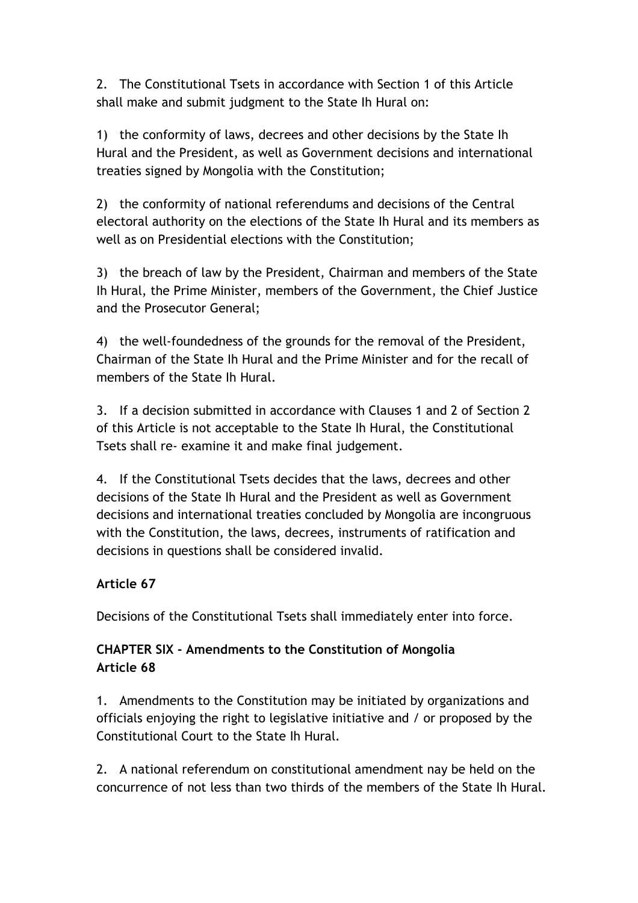2. The Constitutional Tsets in accordance with Section 1 of this Article shall make and submit judgment to the State Ih Hural on:

1) the conformity of laws, decrees and other decisions by the State Ih Hural and the President, as well as Government decisions and international treaties signed by Mongolia with the Constitution;

2) the conformity of national referendums and decisions of the Central electoral authority on the elections of the State Ih Hural and its members as well as on Presidential elections with the Constitution;

3) the breach of law by the President, Chairman and members of the State Ih Hural, the Prime Minister, members of the Government, the Chief Justice and the Prosecutor General;

4) the well-foundedness of the grounds for the removal of the President, Chairman of the State Ih Hural and the Prime Minister and for the recall of members of the State Ih Hural.

3. If a decision submitted in accordance with Clauses 1 and 2 of Section 2 of this Article is not acceptable to the State Ih Hural, the Constitutional Tsets shall re- examine it and make final judgement.

4. If the Constitutional Tsets decides that the laws, decrees and other decisions of the State Ih Hural and the President as well as Government decisions and international treaties concluded by Mongolia are incongruous with the Constitution, the laws, decrees, instruments of ratification and decisions in questions shall be considered invalid.

**Article 67**

Decisions of the Constitutional Tsets shall immediately enter into force.

**CHAPTER SIX - Amendments to the Constitution of Mongolia**
**Article 68**

1. Amendments to the Constitution may be initiated by organizations and officials enjoying the right to legislative initiative and / or proposed by the Constitutional Court to the State Ih Hural.

2. A national referendum on constitutional amendment nay be held on the concurrence of not less than two thirds of the members of the State Ih Hural.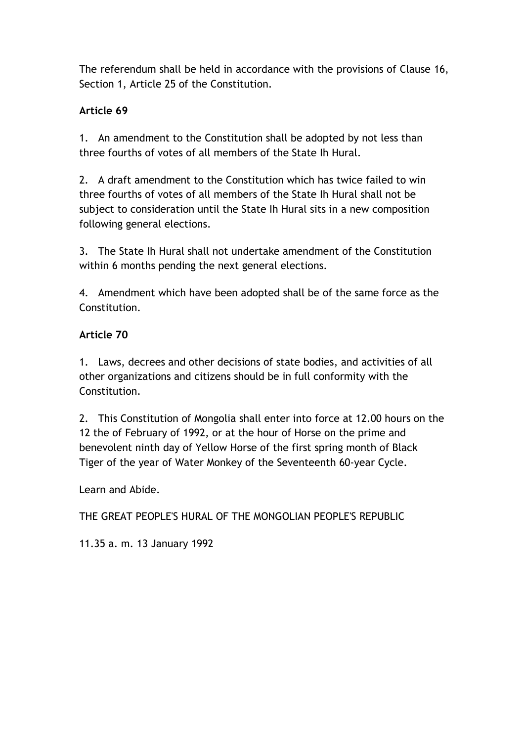The referendum shall be held in accordance with the provisions of Clause 16, Section 1, Article 25 of the Constitution.

**Article 69**

1. An amendment to the Constitution shall be adopted by not less than three fourths of votes of all members of the State Ih Hural.

2. A draft amendment to the Constitution which has twice failed to win three fourths of votes of all members of the State Ih Hural shall not be subject to consideration until the State Ih Hural sits in a new composition following general elections.

3. The State Ih Hural shall not undertake amendment of the Constitution within 6 months pending the next general elections.

4. Amendment which have been adopted shall be of the same force as the Constitution.

**Article 70**

1. Laws, decrees and other decisions of state bodies, and activities of all other organizations and citizens should be in full conformity with the Constitution.

2. This Constitution of Mongolia shall enter into force at 12.00 hours on the 12 the of February of 1992, or at the hour of Horse on the prime and benevolent ninth day of Yellow Horse of the first spring month of Black Tiger of the year of Water Monkey of the Seventeenth 60-year Cycle.

Learn and Abide.

THE GREAT PEOPLE'S HURAL OF THE MONGOLIAN PEOPLE'S REPUBLIC

11.35 a. m. 13 January 1992